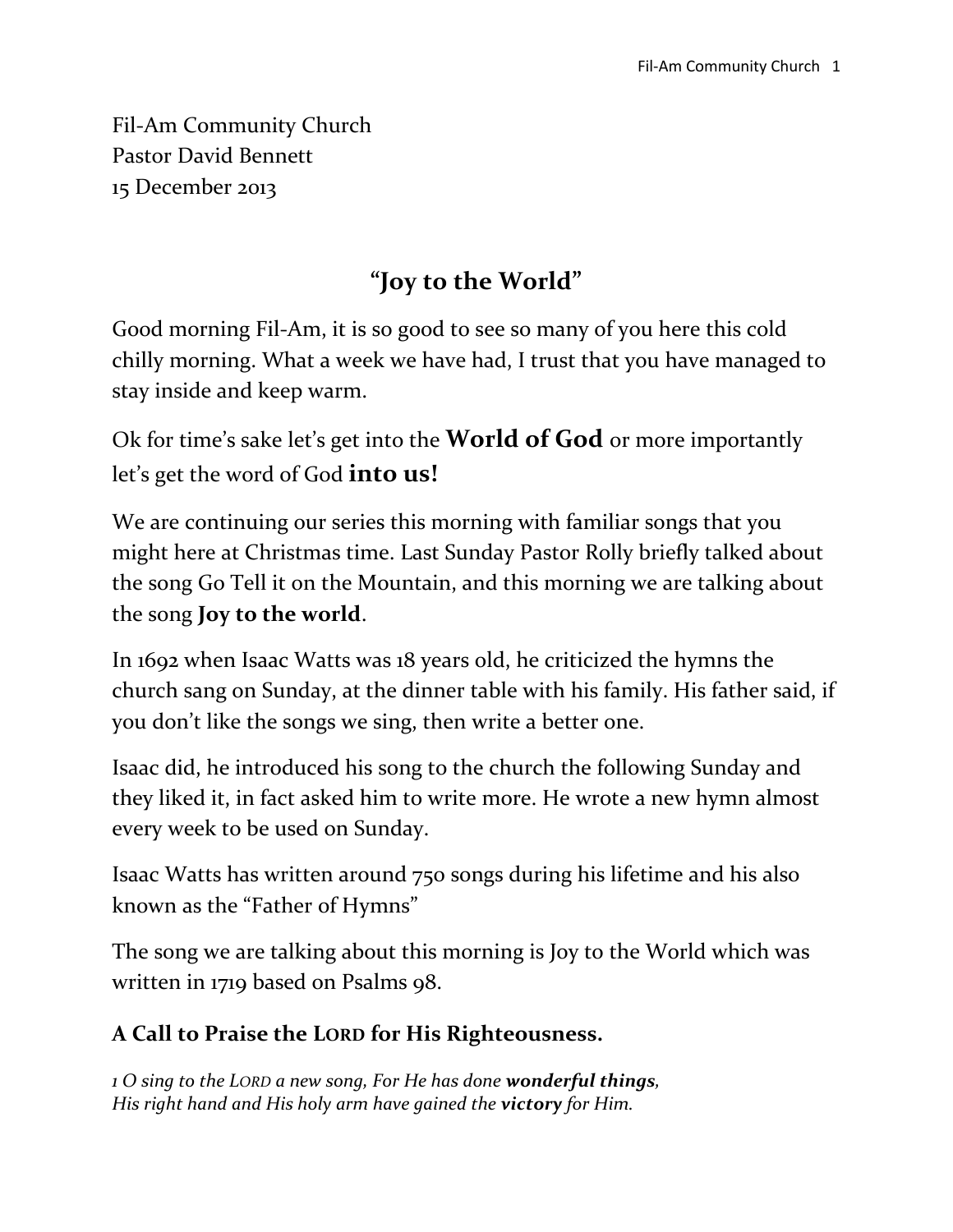Fil-Am Community Church
Pastor David Bennett
15 December 2013

# "Joy to the World"

Good morning Fil-Am, it is so good to see so many of you here this cold chilly morning. What a week we have had, I trust that you have managed to stay inside and keep warm.

Ok for time's sake let's get into the **World of God** or more importantly let's get the word of God **into us!**

We are continuing our series this morning with familiar songs that you might here at Christmas time. Last Sunday Pastor Rolly briefly talked about the song Go Tell it on the Mountain, and this morning we are talking about the song **Joy to the world**.

In 1692 when Isaac Watts was 18 years old, he criticized the hymns the church sang on Sunday, at the dinner table with his family. His father said, if you don't like the songs we sing, then write a better one.

Isaac did, he introduced his song to the church the following Sunday and they liked it, in fact asked him to write more. He wrote a new hymn almost every week to be used on Sunday.

Isaac Watts has written around 750 songs during his lifetime and his also known as the "Father of Hymns"

The song we are talking about this morning is Joy to the World which was written in 1719 based on Psalms 98.

**A Call to Praise the LORD for His Righteousness.**

*1 O sing to the LORD a new song, For He has done* ***wonderful things****,*
*His right hand and His holy arm have gained the* ***victory*** *for Him.*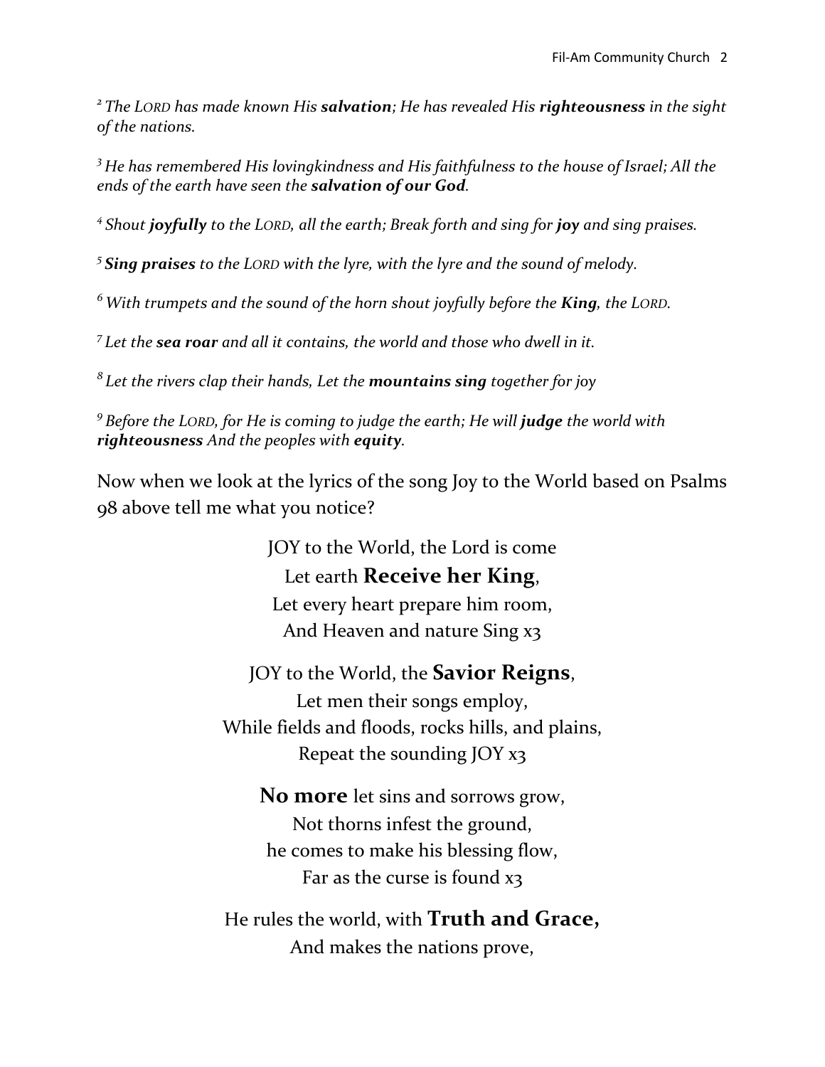*[2] The LORD has made known His **salvation**; He has revealed His **righteousness** in the sight of the nations.*

*[3] He has remembered His lovingkindness and His faithfulness to the house of Israel; All the ends of the earth have seen the **salvation of our God**.*

*[4] Shout **joyfully** to the LORD, all the earth; Break forth and sing for **joy** and sing praises.*

*[5] **Sing praises** to the LORD with the lyre, with the lyre and the sound of melody.*

*[6] With trumpets and the sound of the horn shout joyfully before the **King**, the LORD.*

*[7] Let the **sea roar** and all it contains, the world and those who dwell in it.*

*[8] Let the rivers clap their hands, Let the **mountains sing** together for joy*

*[9] Before the LORD, for He is coming to judge the earth; He will **judge** the world with **righteousness** And the peoples with **equity**.*

Now when we look at the lyrics of the song Joy to the World based on Psalms 98 above tell me what you notice?

JOY to the World, the Lord is come
Let earth **Receive her King**,
Let every heart prepare him room,
And Heaven and nature Sing x3

JOY to the World, the **Savior Reigns**,
Let men their songs employ,
While fields and floods, rocks hills, and plains,
Repeat the sounding JOY x3

**No more** let sins and sorrows grow,
Not thorns infest the ground,
he comes to make his blessing flow,
Far as the curse is found x3

He rules the world, with **Truth and Grace,**
And makes the nations prove,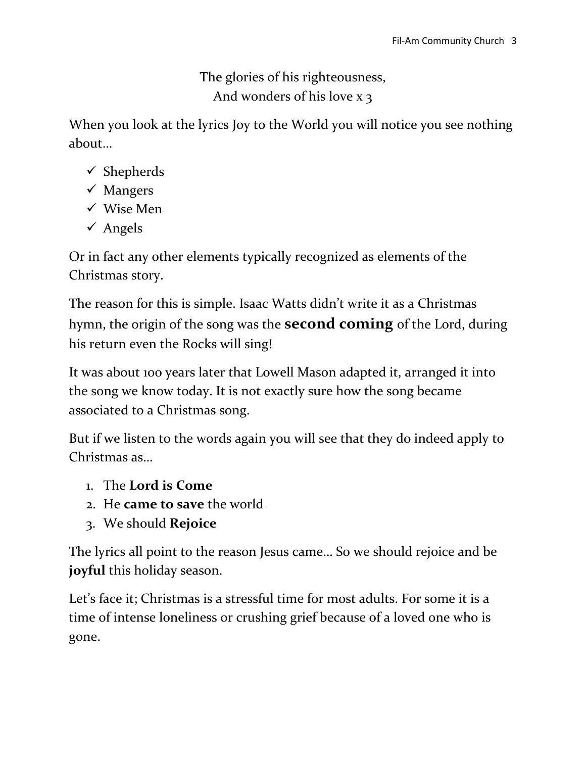The glories of his righteousness,
And wonders of his love x 3

When you look at the lyrics Joy to the World you will notice you see nothing about…

- ✓ Shepherds
- ✓ Mangers
- ✓ Wise Men
- ✓ Angels

Or in fact any other elements typically recognized as elements of the Christmas story.

The reason for this is simple. Isaac Watts didn't write it as a Christmas hymn, the origin of the song was the **second coming** of the Lord, during his return even the Rocks will sing!

It was about 100 years later that Lowell Mason adapted it, arranged it into the song we know today. It is not exactly sure how the song became associated to a Christmas song.

But if we listen to the words again you will see that they do indeed apply to Christmas as…

1. The **Lord is Come**
2. He **came to save** the world
3. We should **Rejoice**

The lyrics all point to the reason Jesus came… So we should rejoice and be **joyful** this holiday season.

Let's face it; Christmas is a stressful time for most adults. For some it is a time of intense loneliness or crushing grief because of a loved one who is gone.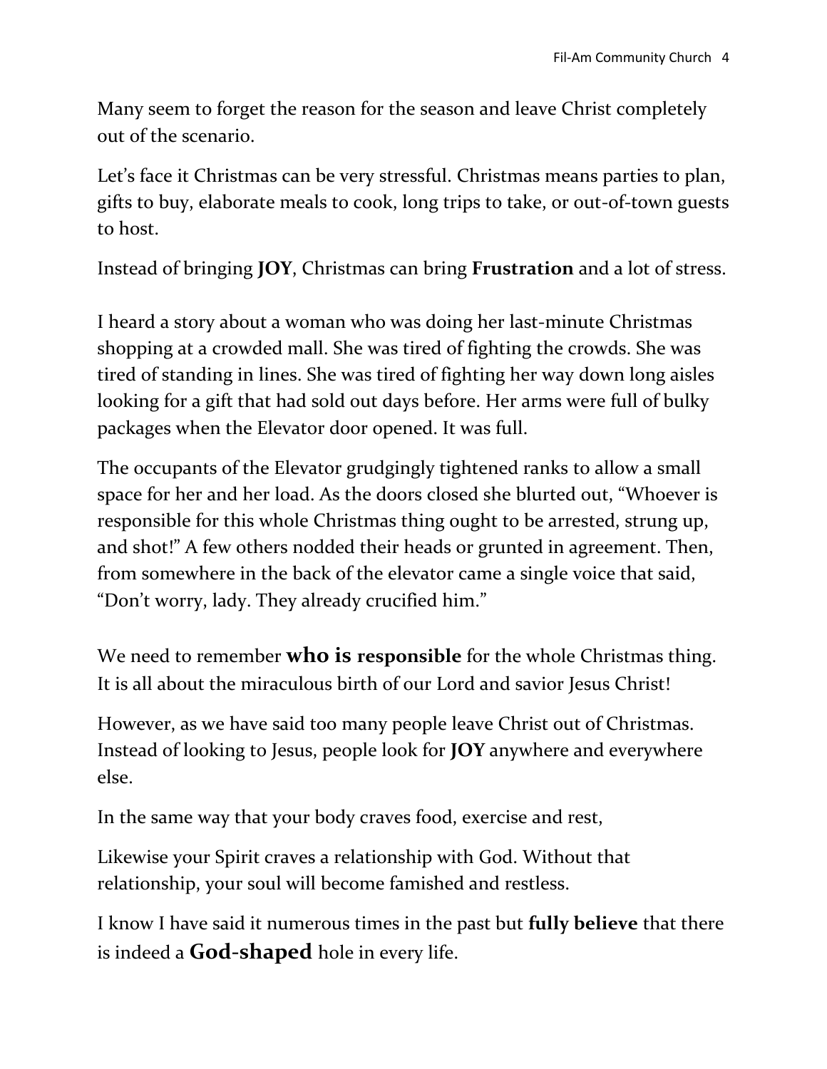Many seem to forget the reason for the season and leave Christ completely out of the scenario.

Let's face it Christmas can be very stressful. Christmas means parties to plan, gifts to buy, elaborate meals to cook, long trips to take, or out-of-town guests to host.

Instead of bringing **JOY**, Christmas can bring **Frustration** and a lot of stress.

I heard a story about a woman who was doing her last-minute Christmas shopping at a crowded mall. She was tired of fighting the crowds. She was tired of standing in lines. She was tired of fighting her way down long aisles looking for a gift that had sold out days before. Her arms were full of bulky packages when the Elevator door opened. It was full.

The occupants of the Elevator grudgingly tightened ranks to allow a small space for her and her load. As the doors closed she blurted out, "Whoever is responsible for this whole Christmas thing ought to be arrested, strung up, and shot!" A few others nodded their heads or grunted in agreement. Then, from somewhere in the back of the elevator came a single voice that said, "Don't worry, lady. They already crucified him."

We need to remember **who is responsible** for the whole Christmas thing. It is all about the miraculous birth of our Lord and savior Jesus Christ!

However, as we have said too many people leave Christ out of Christmas. Instead of looking to Jesus, people look for **JOY** anywhere and everywhere else.

In the same way that your body craves food, exercise and rest,

Likewise your Spirit craves a relationship with God. Without that relationship, your soul will become famished and restless.

I know I have said it numerous times in the past but **fully believe** that there is indeed a **God-shaped** hole in every life.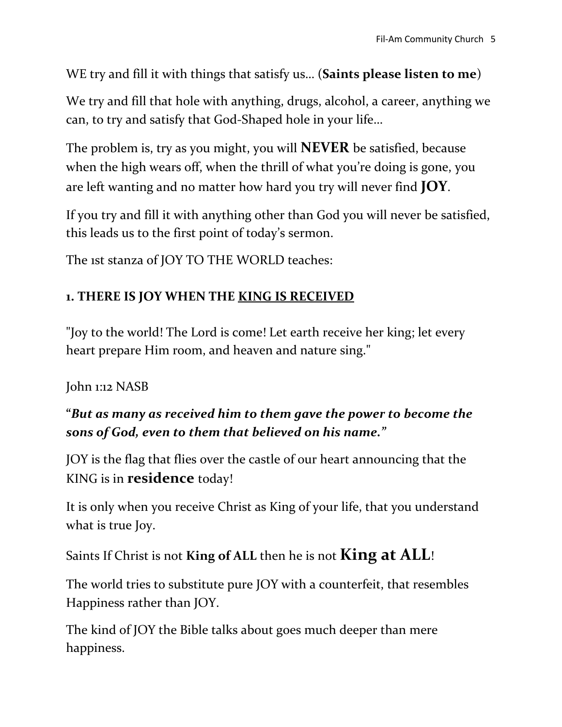WE try and fill it with things that satisfy us… (**Saints please listen to me**)

We try and fill that hole with anything, drugs, alcohol, a career, anything we can, to try and satisfy that God-Shaped hole in your life…

The problem is, try as you might, you will **NEVER** be satisfied, because when the high wears off, when the thrill of what you're doing is gone, you are left wanting and no matter how hard you try will never find **JOY**.

If you try and fill it with anything other than God you will never be satisfied, this leads us to the first point of today's sermon.

The 1st stanza of JOY TO THE WORLD teaches:

**1. THERE IS JOY WHEN THE <u>KING IS RECEIVED</u>**

"Joy to the world! The Lord is come! Let earth receive her king; let every heart prepare Him room, and heaven and nature sing."

John 1:12 NASB

**"*But as many as received him to them gave the power to become the sons of God, even to them that believed on his name.*"**

JOY is the flag that flies over the castle of our heart announcing that the KING is in **residence** today!

It is only when you receive Christ as King of your life, that you understand what is true Joy.

Saints If Christ is not **King of ALL** then he is not **King at ALL**!

The world tries to substitute pure JOY with a counterfeit, that resembles Happiness rather than JOY.

The kind of JOY the Bible talks about goes much deeper than mere happiness.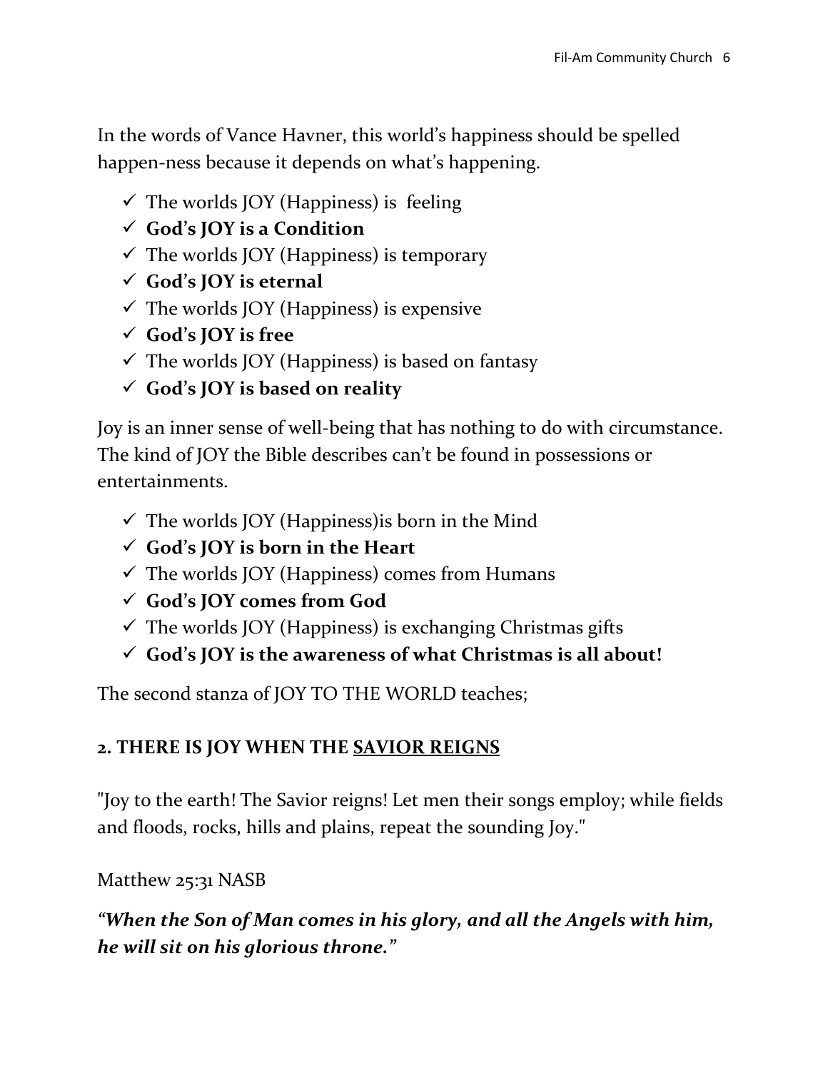In the words of Vance Havner, this world's happiness should be spelled happen-ness because it depends on what's happening.

- ✓ The worlds JOY (Happiness) is  feeling
- ✓ **God's JOY is a Condition**
- ✓ The worlds JOY (Happiness) is temporary
- ✓ **God's JOY is eternal**
- ✓ The worlds JOY (Happiness) is expensive
- ✓ **God's JOY is free**
- ✓ The worlds JOY (Happiness) is based on fantasy
- ✓ **God's JOY is based on reality**

Joy is an inner sense of well-being that has nothing to do with circumstance. The kind of JOY the Bible describes can't be found in possessions or entertainments.

- ✓ The worlds JOY (Happiness)is born in the Mind
- ✓ **God's JOY is born in the Heart**
- ✓ The worlds JOY (Happiness) comes from Humans
- ✓ **God's JOY comes from God**
- ✓ The worlds JOY (Happiness) is exchanging Christmas gifts
- ✓ **God's JOY is the awareness of what Christmas is all about!**

The second stanza of JOY TO THE WORLD teaches;

**2. THERE IS JOY WHEN THE <u>SAVIOR REIGNS</u>**

"Joy to the earth! The Savior reigns! Let men their songs employ; while fields and floods, rocks, hills and plains, repeat the sounding Joy."

Matthew 25:31 NASB

***"When the Son of Man comes in his glory, and all the Angels with him, he will sit on his glorious throne."***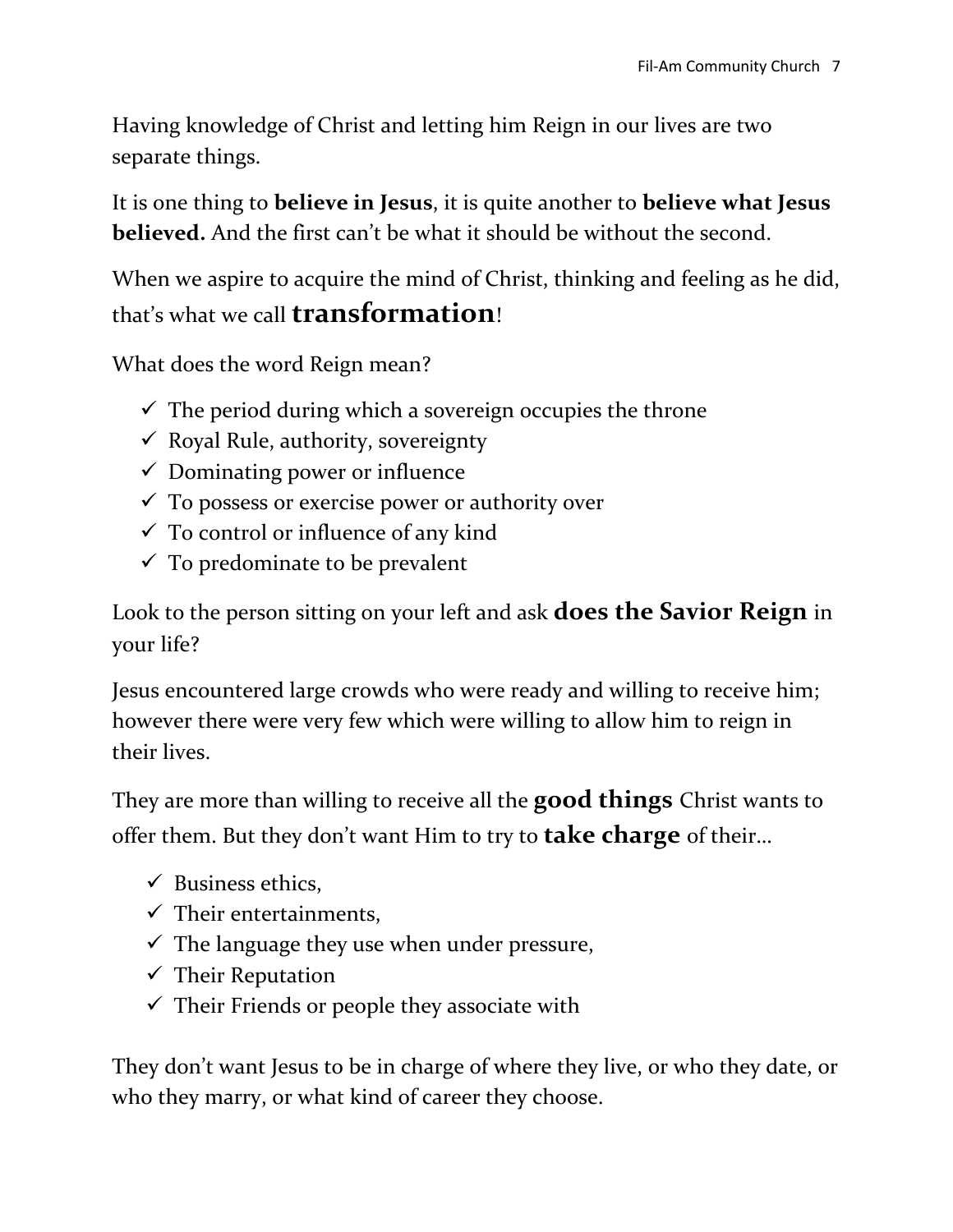Having knowledge of Christ and letting him Reign in our lives are two separate things.

It is one thing to **believe in Jesus**, it is quite another to **believe what Jesus believed.** And the first can't be what it should be without the second.

When we aspire to acquire the mind of Christ, thinking and feeling as he did, that's what we call **transformation**!

What does the word Reign mean?

- ✓ The period during which a sovereign occupies the throne
- ✓ Royal Rule, authority, sovereignty
- ✓ Dominating power or influence
- ✓ To possess or exercise power or authority over
- ✓ To control or influence of any kind
- ✓ To predominate to be prevalent

Look to the person sitting on your left and ask **does the Savior Reign** in your life?

Jesus encountered large crowds who were ready and willing to receive him; however there were very few which were willing to allow him to reign in their lives.

They are more than willing to receive all the **good things** Christ wants to offer them. But they don't want Him to try to **take charge** of their…

- ✓ Business ethics,
- ✓ Their entertainments,
- ✓ The language they use when under pressure,
- ✓ Their Reputation
- ✓ Their Friends or people they associate with

They don't want Jesus to be in charge of where they live, or who they date, or who they marry, or what kind of career they choose.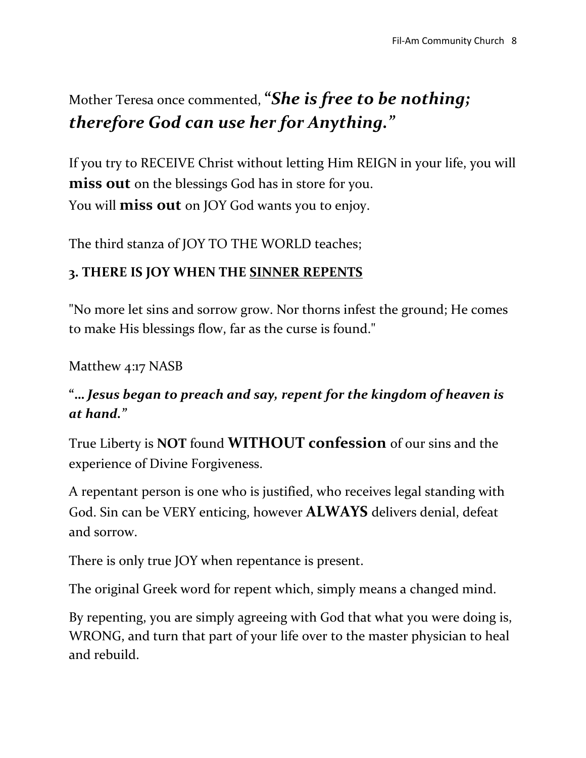Mother Teresa once commented, ***"She is free to be nothing; therefore God can use her for Anything."***

If you try to RECEIVE Christ without letting Him REIGN in your life, you will **miss out** on the blessings God has in store for you.
You will **miss out** on JOY God wants you to enjoy.

The third stanza of JOY TO THE WORLD teaches;

### 3. THERE IS JOY WHEN THE SINNER REPENTS

"No more let sins and sorrow grow. Nor thorns infest the ground; He comes to make His blessings flow, far as the curse is found."

Matthew 4:17 NASB

"***… Jesus began to preach and say, repent for the kingdom of heaven is at hand."***

True Liberty is **NOT** found **WITHOUT confession** of our sins and the experience of Divine Forgiveness.

A repentant person is one who is justified, who receives legal standing with God. Sin can be VERY enticing, however **ALWAYS** delivers denial, defeat and sorrow.

There is only true JOY when repentance is present.

The original Greek word for repent which, simply means a changed mind.

By repenting, you are simply agreeing with God that what you were doing is, WRONG, and turn that part of your life over to the master physician to heal and rebuild.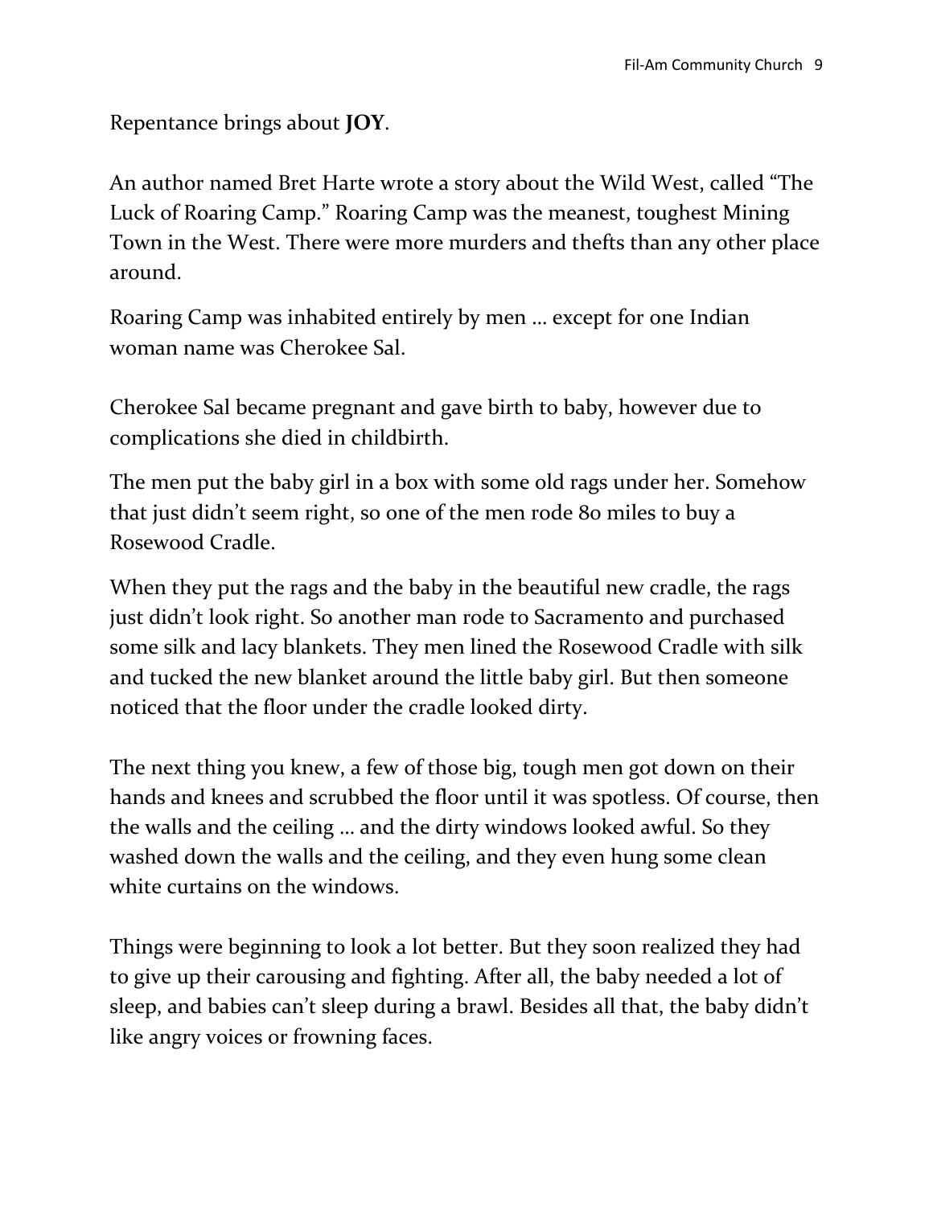Repentance brings about **JOY**.

An author named Bret Harte wrote a story about the Wild West, called "The Luck of Roaring Camp." Roaring Camp was the meanest, toughest Mining Town in the West. There were more murders and thefts than any other place around.

Roaring Camp was inhabited entirely by men … except for one Indian woman name was Cherokee Sal.

Cherokee Sal became pregnant and gave birth to baby, however due to complications she died in childbirth.

The men put the baby girl in a box with some old rags under her. Somehow that just didn't seem right, so one of the men rode 80 miles to buy a Rosewood Cradle.

When they put the rags and the baby in the beautiful new cradle, the rags just didn't look right. So another man rode to Sacramento and purchased some silk and lacy blankets. They men lined the Rosewood Cradle with silk and tucked the new blanket around the little baby girl. But then someone noticed that the floor under the cradle looked dirty.

The next thing you knew, a few of those big, tough men got down on their hands and knees and scrubbed the floor until it was spotless. Of course, then the walls and the ceiling … and the dirty windows looked awful. So they washed down the walls and the ceiling, and they even hung some clean white curtains on the windows.

Things were beginning to look a lot better. But they soon realized they had to give up their carousing and fighting. After all, the baby needed a lot of sleep, and babies can't sleep during a brawl. Besides all that, the baby didn't like angry voices or frowning faces.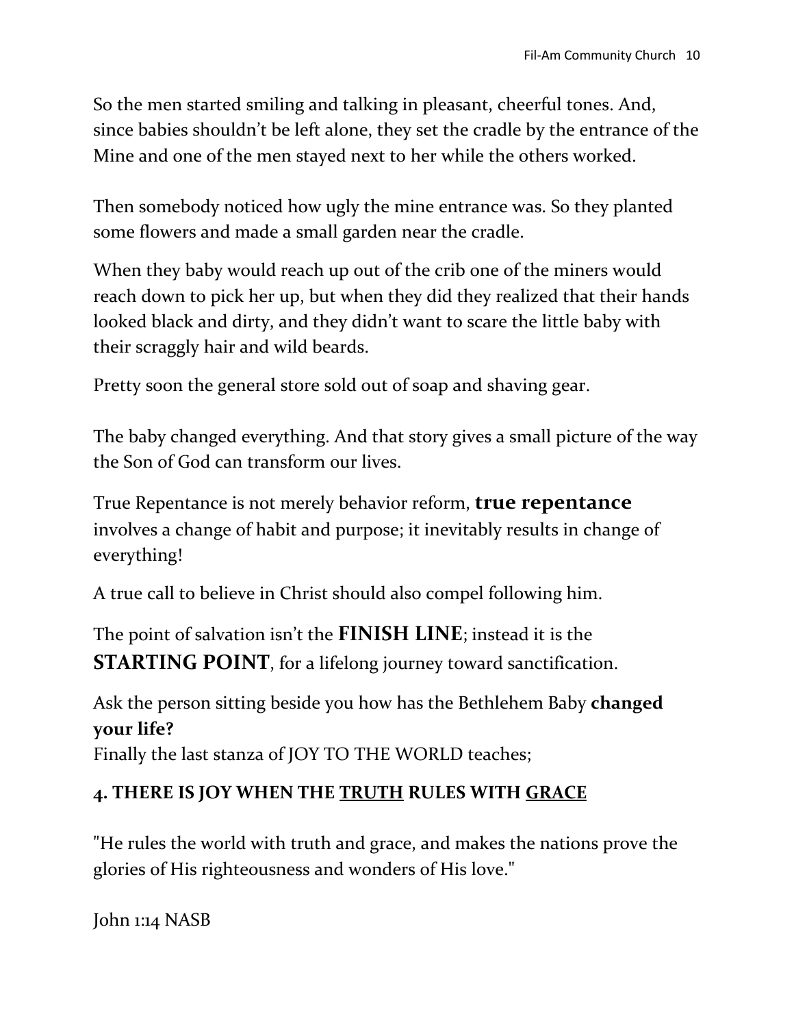So the men started smiling and talking in pleasant, cheerful tones. And, since babies shouldn't be left alone, they set the cradle by the entrance of the Mine and one of the men stayed next to her while the others worked.

Then somebody noticed how ugly the mine entrance was. So they planted some flowers and made a small garden near the cradle.

When they baby would reach up out of the crib one of the miners would reach down to pick her up, but when they did they realized that their hands looked black and dirty, and they didn't want to scare the little baby with their scraggly hair and wild beards.

Pretty soon the general store sold out of soap and shaving gear.

The baby changed everything. And that story gives a small picture of the way the Son of God can transform our lives.

True Repentance is not merely behavior reform, **true repentance** involves a change of habit and purpose; it inevitably results in change of everything!

A true call to believe in Christ should also compel following him.

The point of salvation isn't the **FINISH LINE**; instead it is the **STARTING POINT**, for a lifelong journey toward sanctification.

Ask the person sitting beside you how has the Bethlehem Baby **changed your life?**
Finally the last stanza of JOY TO THE WORLD teaches;

**4. THERE IS JOY WHEN THE <u>TRUTH</u> RULES WITH <u>GRACE</u>**

"He rules the world with truth and grace, and makes the nations prove the glories of His righteousness and wonders of His love."

John 1:14 NASB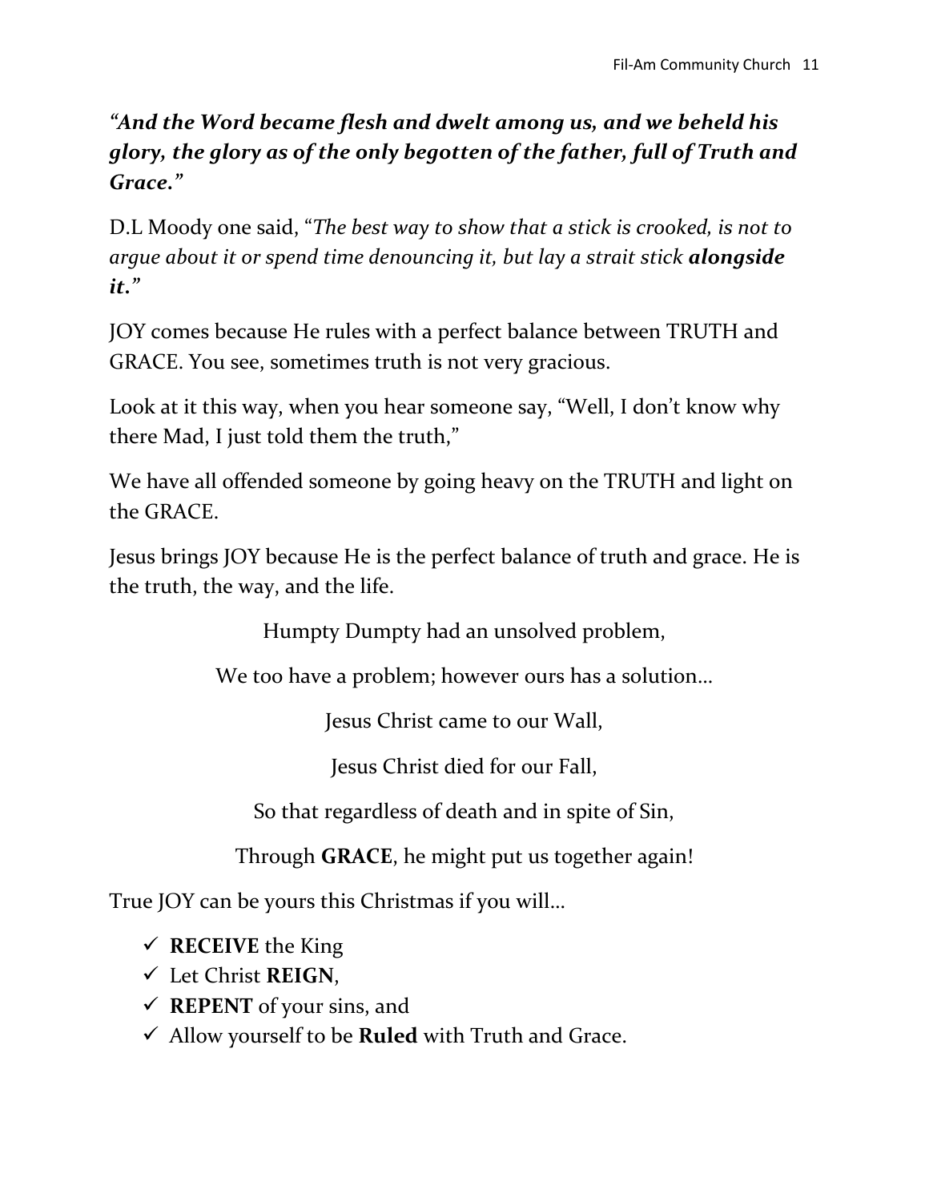***"And the Word became flesh and dwelt among us, and we beheld his glory, the glory as of the only begotten of the father, full of Truth and Grace."***

D.L Moody one said, "*The best way to show that a stick is crooked, is not to argue about it or spend time denouncing it, but lay a strait stick **alongside it**."*

JOY comes because He rules with a perfect balance between TRUTH and GRACE. You see, sometimes truth is not very gracious.

Look at it this way, when you hear someone say, "Well, I don't know why there Mad, I just told them the truth,"

We have all offended someone by going heavy on the TRUTH and light on the GRACE.

Jesus brings JOY because He is the perfect balance of truth and grace. He is the truth, the way, and the life.

Humpty Dumpty had an unsolved problem,

We too have a problem; however ours has a solution…

Jesus Christ came to our Wall,

Jesus Christ died for our Fall,

So that regardless of death and in spite of Sin,

Through **GRACE**, he might put us together again!

True JOY can be yours this Christmas if you will…

- ✓ **RECEIVE** the King
- ✓ Let Christ **REIGN**,
- ✓ **REPENT** of your sins, and
- ✓ Allow yourself to be **Ruled** with Truth and Grace.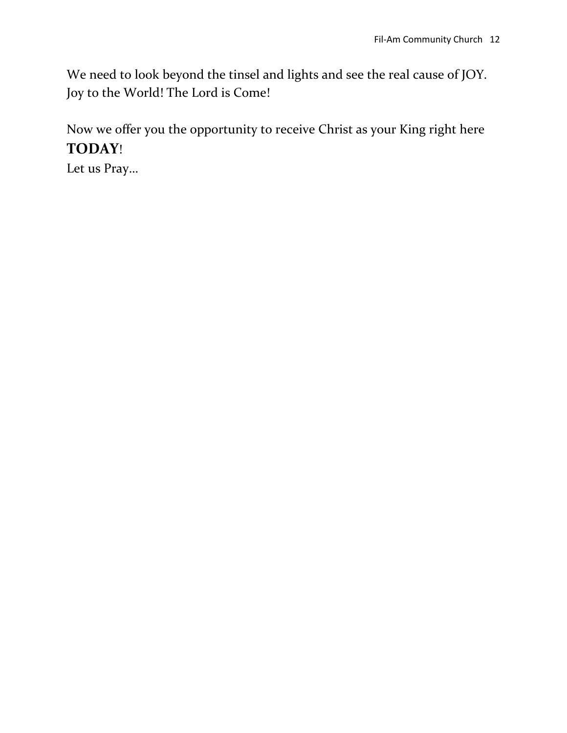We need to look beyond the tinsel and lights and see the real cause of JOY. Joy to the World! The Lord is Come!

Now we offer you the opportunity to receive Christ as your King right here **TODAY**!

Let us Pray…